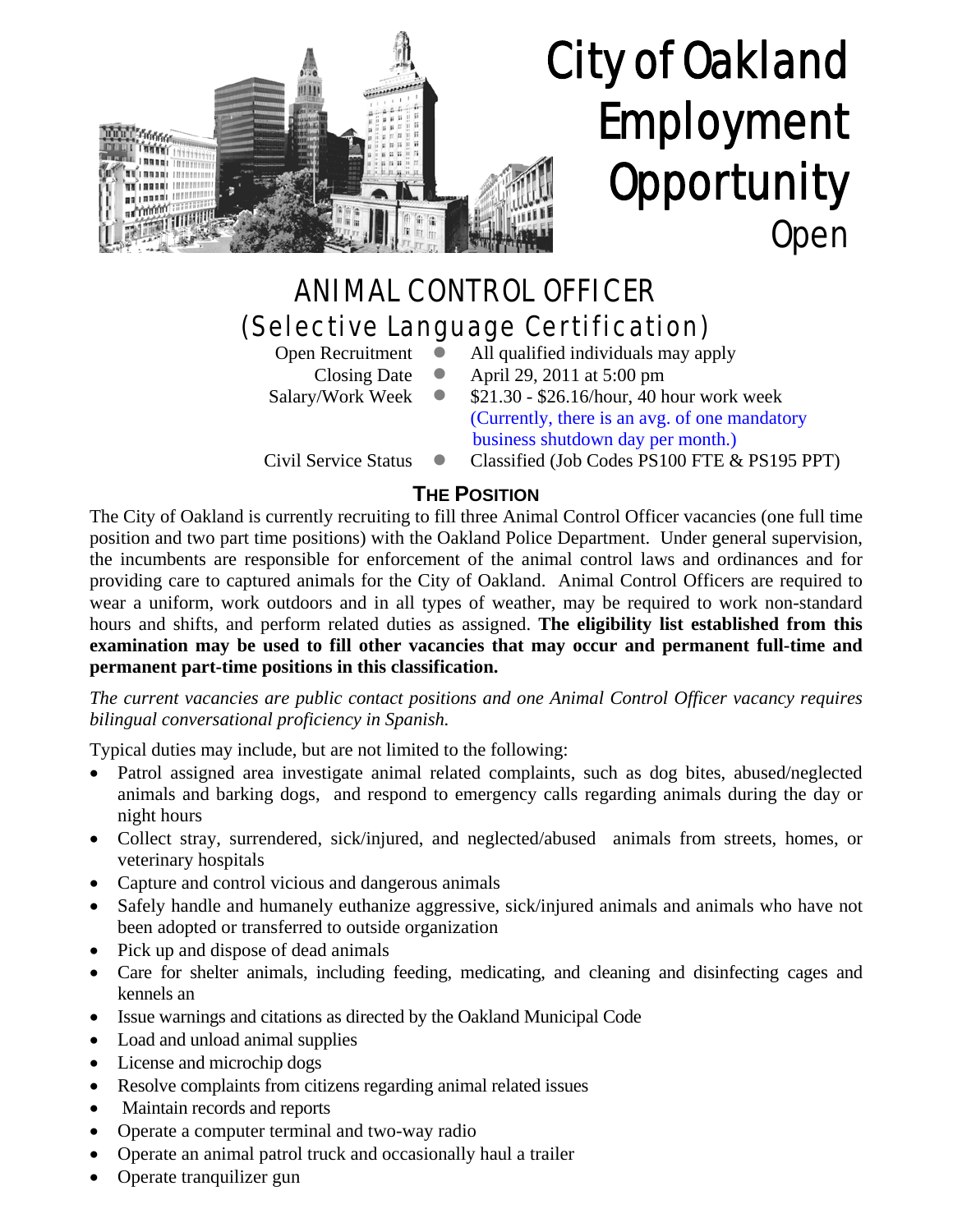# City of Oakland Employment Opportunity

Open

## ANIMAL CONTROL OFFICER
## (Selective Language Certification)

| | | |
|---|---|---|
| Open Recruitment | ● | All qualified individuals may apply |
| Closing Date | ● | April 29, 2011 at 5:00 pm |
| Salary/Work Week | ● | $21.30 - $26.16/hour, 40 hour work week (Currently, there is an avg. of one mandatory business shutdown day per month.) |
| Civil Service Status | ● | Classified (Job Codes PS100 FTE & PS195 PPT) |

### THE POSITION

The City of Oakland is currently recruiting to fill three Animal Control Officer vacancies (one full time position and two part time positions) with the Oakland Police Department. Under general supervision, the incumbents are responsible for enforcement of the animal control laws and ordinances and for providing care to captured animals for the City of Oakland. Animal Control Officers are required to wear a uniform, work outdoors and in all types of weather, may be required to work non-standard hours and shifts, and perform related duties as assigned. **The eligibility list established from this examination may be used to fill other vacancies that may occur and permanent full-time and permanent part-time positions in this classification.**

*The current vacancies are public contact positions and one Animal Control Officer vacancy requires bilingual conversational proficiency in Spanish.*

Typical duties may include, but are not limited to the following:

- Patrol assigned area investigate animal related complaints, such as dog bites, abused/neglected animals and barking dogs, and respond to emergency calls regarding animals during the day or night hours
- Collect stray, surrendered, sick/injured, and neglected/abused animals from streets, homes, or veterinary hospitals
- Capture and control vicious and dangerous animals
- Safely handle and humanely euthanize aggressive, sick/injured animals and animals who have not been adopted or transferred to outside organization
- Pick up and dispose of dead animals
- Care for shelter animals, including feeding, medicating, and cleaning and disinfecting cages and kennels an
- Issue warnings and citations as directed by the Oakland Municipal Code
- Load and unload animal supplies
- License and microchip dogs
- Resolve complaints from citizens regarding animal related issues
- Maintain records and reports
- Operate a computer terminal and two-way radio
- Operate an animal patrol truck and occasionally haul a trailer
- Operate tranquilizer gun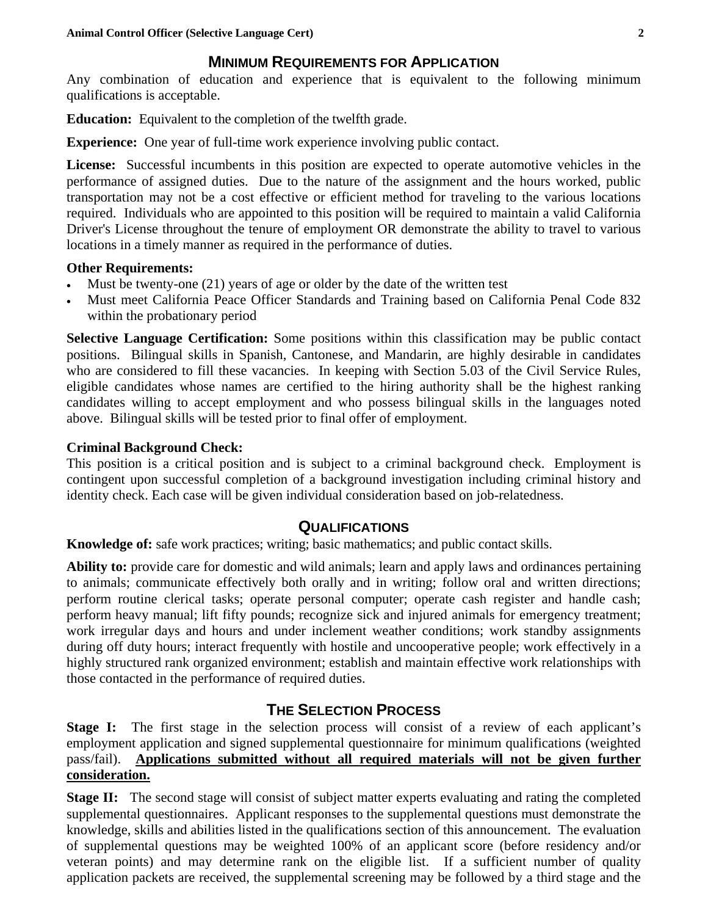## Minimum Requirements for Application

Any combination of education and experience that is equivalent to the following minimum qualifications is acceptable.

**Education:** Equivalent to the completion of the twelfth grade.

**Experience:** One year of full-time work experience involving public contact.

**License:** Successful incumbents in this position are expected to operate automotive vehicles in the performance of assigned duties. Due to the nature of the assignment and the hours worked, public transportation may not be a cost effective or efficient method for traveling to the various locations required. Individuals who are appointed to this position will be required to maintain a valid California Driver's License throughout the tenure of employment OR demonstrate the ability to travel to various locations in a timely manner as required in the performance of duties.

**Other Requirements:**

- Must be twenty-one (21) years of age or older by the date of the written test
- Must meet California Peace Officer Standards and Training based on California Penal Code 832 within the probationary period

**Selective Language Certification:** Some positions within this classification may be public contact positions. Bilingual skills in Spanish, Cantonese, and Mandarin, are highly desirable in candidates who are considered to fill these vacancies. In keeping with Section 5.03 of the Civil Service Rules, eligible candidates whose names are certified to the hiring authority shall be the highest ranking candidates willing to accept employment and who possess bilingual skills in the languages noted above. Bilingual skills will be tested prior to final offer of employment.

**Criminal Background Check:**

This position is a critical position and is subject to a criminal background check. Employment is contingent upon successful completion of a background investigation including criminal history and identity check. Each case will be given individual consideration based on job-relatedness.

## Qualifications

**Knowledge of:** safe work practices; writing; basic mathematics; and public contact skills.

**Ability to:** provide care for domestic and wild animals; learn and apply laws and ordinances pertaining to animals; communicate effectively both orally and in writing; follow oral and written directions; perform routine clerical tasks; operate personal computer; operate cash register and handle cash; perform heavy manual; lift fifty pounds; recognize sick and injured animals for emergency treatment; work irregular days and hours and under inclement weather conditions; work standby assignments during off duty hours; interact frequently with hostile and uncooperative people; work effectively in a highly structured rank organized environment; establish and maintain effective work relationships with those contacted in the performance of required duties.

## The Selection Process

**Stage I:** The first stage in the selection process will consist of a review of each applicant's employment application and signed supplemental questionnaire for minimum qualifications (weighted pass/fail). **Applications submitted without all required materials will not be given further consideration.**

**Stage II:** The second stage will consist of subject matter experts evaluating and rating the completed supplemental questionnaires. Applicant responses to the supplemental questions must demonstrate the knowledge, skills and abilities listed in the qualifications section of this announcement. The evaluation of supplemental questions may be weighted 100% of an applicant score (before residency and/or veteran points) and may determine rank on the eligible list. If a sufficient number of quality application packets are received, the supplemental screening may be followed by a third stage and the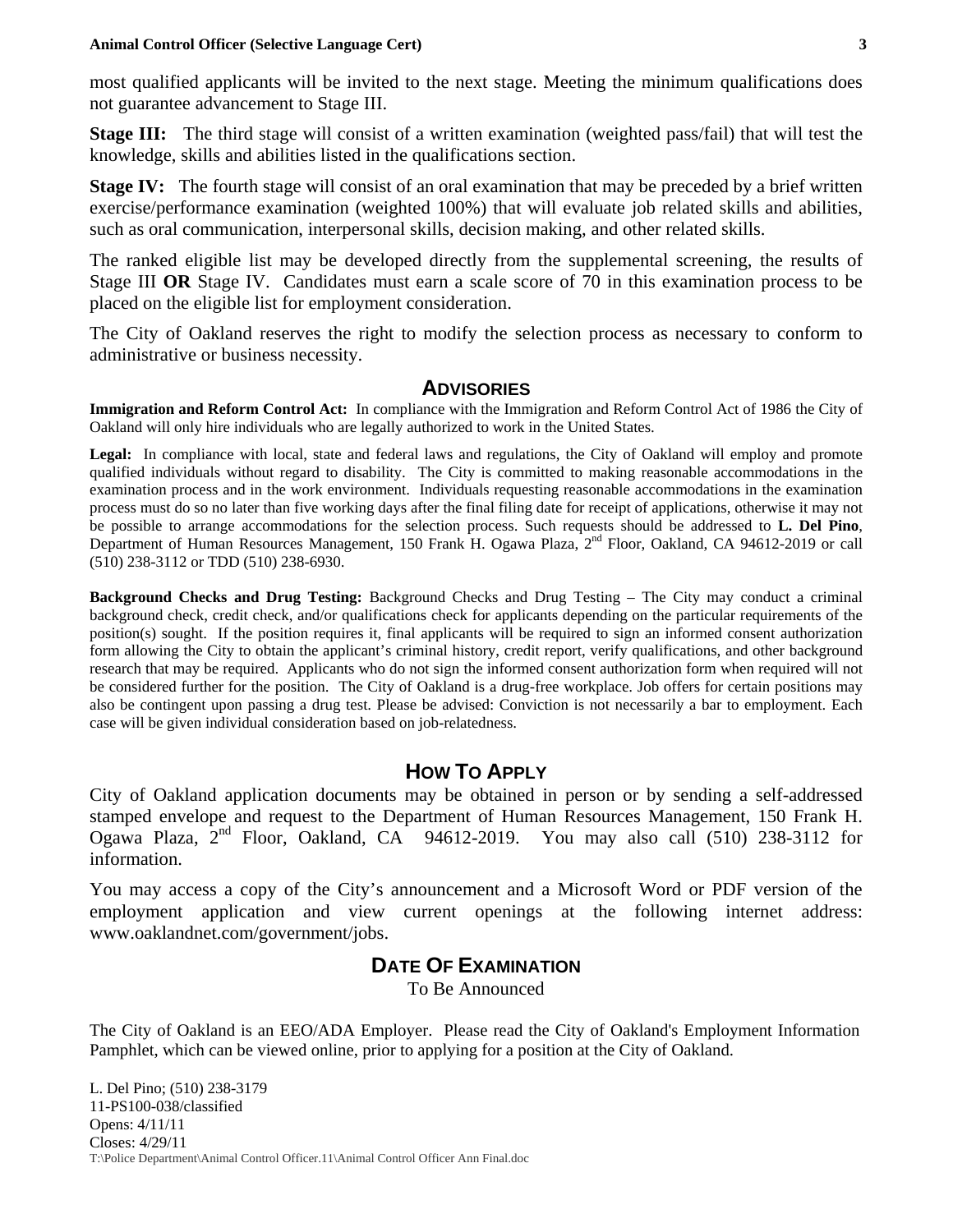most qualified applicants will be invited to the next stage. Meeting the minimum qualifications does not guarantee advancement to Stage III.

**Stage III:** The third stage will consist of a written examination (weighted pass/fail) that will test the knowledge, skills and abilities listed in the qualifications section.

**Stage IV:** The fourth stage will consist of an oral examination that may be preceded by a brief written exercise/performance examination (weighted 100%) that will evaluate job related skills and abilities, such as oral communication, interpersonal skills, decision making, and other related skills.

The ranked eligible list may be developed directly from the supplemental screening, the results of Stage III **OR** Stage IV. Candidates must earn a scale score of 70 in this examination process to be placed on the eligible list for employment consideration.

The City of Oakland reserves the right to modify the selection process as necessary to conform to administrative or business necessity.

## ADVISORIES

**Immigration and Reform Control Act:** In compliance with the Immigration and Reform Control Act of 1986 the City of Oakland will only hire individuals who are legally authorized to work in the United States.

**Legal:** In compliance with local, state and federal laws and regulations, the City of Oakland will employ and promote qualified individuals without regard to disability. The City is committed to making reasonable accommodations in the examination process and in the work environment. Individuals requesting reasonable accommodations in the examination process must do so no later than five working days after the final filing date for receipt of applications, otherwise it may not be possible to arrange accommodations for the selection process. Such requests should be addressed to **L. Del Pino**, Department of Human Resources Management, 150 Frank H. Ogawa Plaza, 2nd Floor, Oakland, CA 94612-2019 or call (510) 238-3112 or TDD (510) 238-6930.

**Background Checks and Drug Testing:** Background Checks and Drug Testing – The City may conduct a criminal background check, credit check, and/or qualifications check for applicants depending on the particular requirements of the position(s) sought. If the position requires it, final applicants will be required to sign an informed consent authorization form allowing the City to obtain the applicant's criminal history, credit report, verify qualifications, and other background research that may be required. Applicants who do not sign the informed consent authorization form when required will not be considered further for the position. The City of Oakland is a drug-free workplace. Job offers for certain positions may also be contingent upon passing a drug test. Please be advised: Conviction is not necessarily a bar to employment. Each case will be given individual consideration based on job-relatedness.

## HOW TO APPLY

City of Oakland application documents may be obtained in person or by sending a self-addressed stamped envelope and request to the Department of Human Resources Management, 150 Frank H. Ogawa Plaza, 2nd Floor, Oakland, CA 94612-2019. You may also call (510) 238-3112 for information.

You may access a copy of the City's announcement and a Microsoft Word or PDF version of the employment application and view current openings at the following internet address: www.oaklandnet.com/government/jobs.

## DATE OF EXAMINATION

To Be Announced

The City of Oakland is an EEO/ADA Employer. Please read the City of Oakland's Employment Information Pamphlet, which can be viewed online, prior to applying for a position at the City of Oakland.

L. Del Pino; (510) 238-3179
11-PS100-038/classified
Opens: 4/11/11
Closes: 4/29/11
T:\Police Department\Animal Control Officer.11\Animal Control Officer Ann Final.doc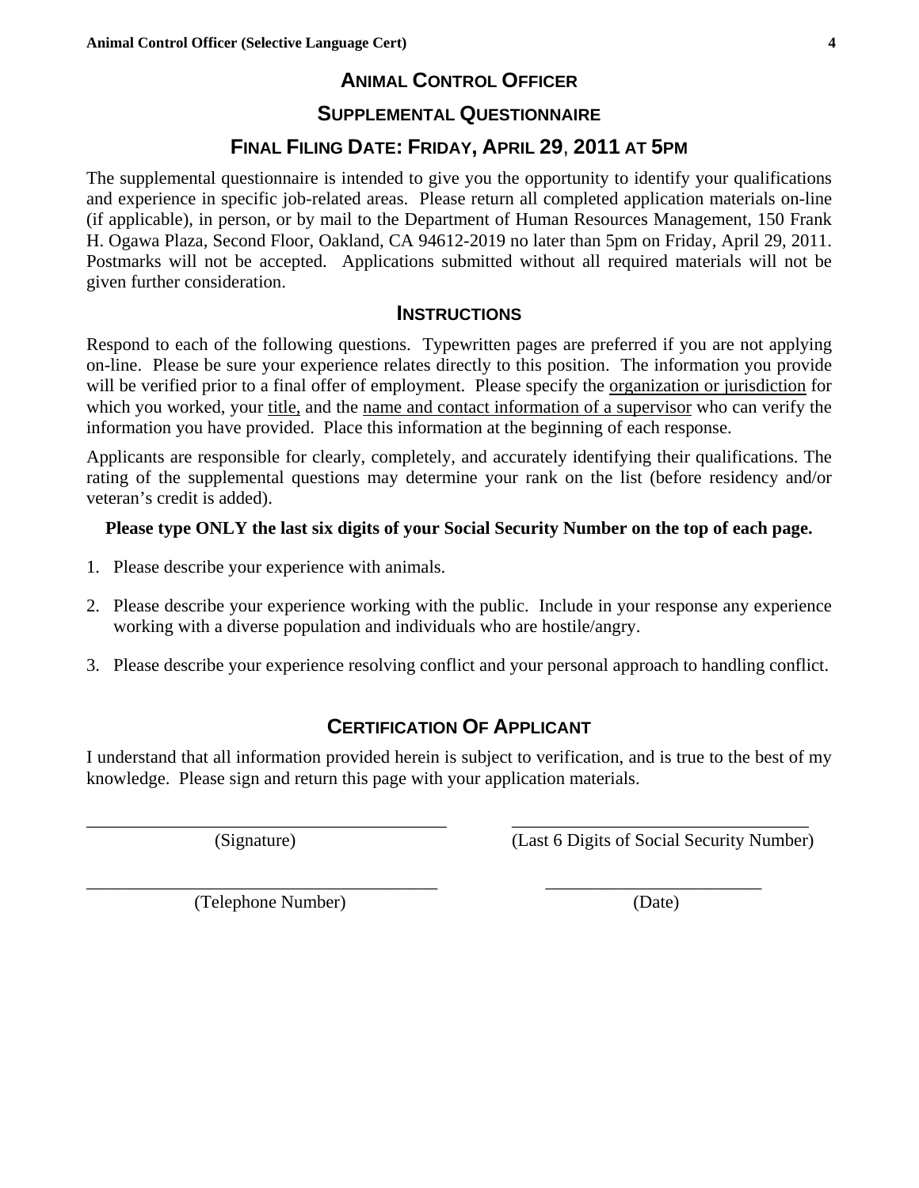# ANIMAL CONTROL OFFICER

## SUPPLEMENTAL QUESTIONNAIRE

## FINAL FILING DATE: FRIDAY, APRIL 29, 2011 AT 5PM

The supplemental questionnaire is intended to give you the opportunity to identify your qualifications and experience in specific job-related areas. Please return all completed application materials on-line (if applicable), in person, or by mail to the Department of Human Resources Management, 150 Frank H. Ogawa Plaza, Second Floor, Oakland, CA 94612-2019 no later than 5pm on Friday, April 29, 2011. Postmarks will not be accepted. Applications submitted without all required materials will not be given further consideration.

### INSTRUCTIONS

Respond to each of the following questions. Typewritten pages are preferred if you are not applying on-line. Please be sure your experience relates directly to this position. The information you provide will be verified prior to a final offer of employment. Please specify the <u>organization or jurisdiction</u> for which you worked, your <u>title,</u> and the <u>name and contact information of a supervisor</u> who can verify the information you have provided. Place this information at the beginning of each response.

Applicants are responsible for clearly, completely, and accurately identifying their qualifications. The rating of the supplemental questions may determine your rank on the list (before residency and/or veteran's credit is added).

**Please type ONLY the last six digits of your Social Security Number on the top of each page.**

1. Please describe your experience with animals.
2. Please describe your experience working with the public. Include in your response any experience working with a diverse population and individuals who are hostile/angry.
3. Please describe your experience resolving conflict and your personal approach to handling conflict.

### CERTIFICATION OF APPLICANT

I understand that all information provided herein is subject to verification, and is true to the best of my knowledge. Please sign and return this page with your application materials.

________________________________________ (Signature)

________________________________________ (Last 6 Digits of Social Security Number)

________________________________________ (Telephone Number)

________________________________________ (Date)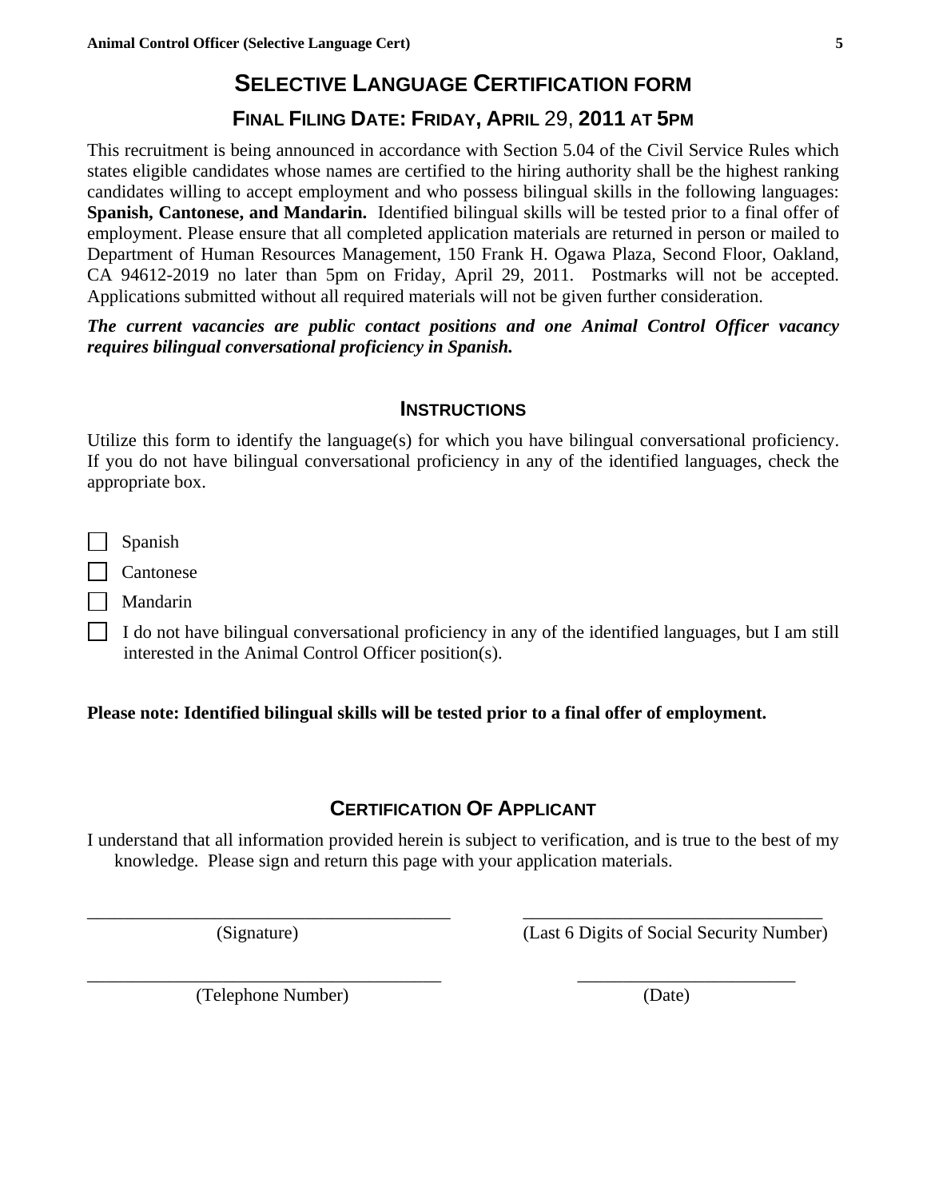# Selective Language Certification form

## Final Filing Date: Friday, April 29, 2011 at 5pm

This recruitment is being announced in accordance with Section 5.04 of the Civil Service Rules which states eligible candidates whose names are certified to the hiring authority shall be the highest ranking candidates willing to accept employment and who possess bilingual skills in the following languages: **Spanish, Cantonese, and Mandarin.** Identified bilingual skills will be tested prior to a final offer of employment. Please ensure that all completed application materials are returned in person or mailed to Department of Human Resources Management, 150 Frank H. Ogawa Plaza, Second Floor, Oakland, CA 94612-2019 no later than 5pm on Friday, April 29, 2011. Postmarks will not be accepted. Applications submitted without all required materials will not be given further consideration.

***The current vacancies are public contact positions and one Animal Control Officer vacancy requires bilingual conversational proficiency in Spanish.***

### Instructions

Utilize this form to identify the language(s) for which you have bilingual conversational proficiency. If you do not have bilingual conversational proficiency in any of the identified languages, check the appropriate box.

- ☐ Spanish
- ☐ Cantonese
- ☐ Mandarin
- ☐ I do not have bilingual conversational proficiency in any of the identified languages, but I am still interested in the Animal Control Officer position(s).

**Please note: Identified bilingual skills will be tested prior to a final offer of employment.**

### Certification Of Applicant

I understand that all information provided herein is subject to verification, and is true to the best of my knowledge. Please sign and return this page with your application materials.

| | |
|---|---|
| ________________________________________ | ________________________________ |
| (Signature) | (Last 6 Digits of Social Security Number) |
| ________________________________________ | ________________________ |
| (Telephone Number) | (Date) |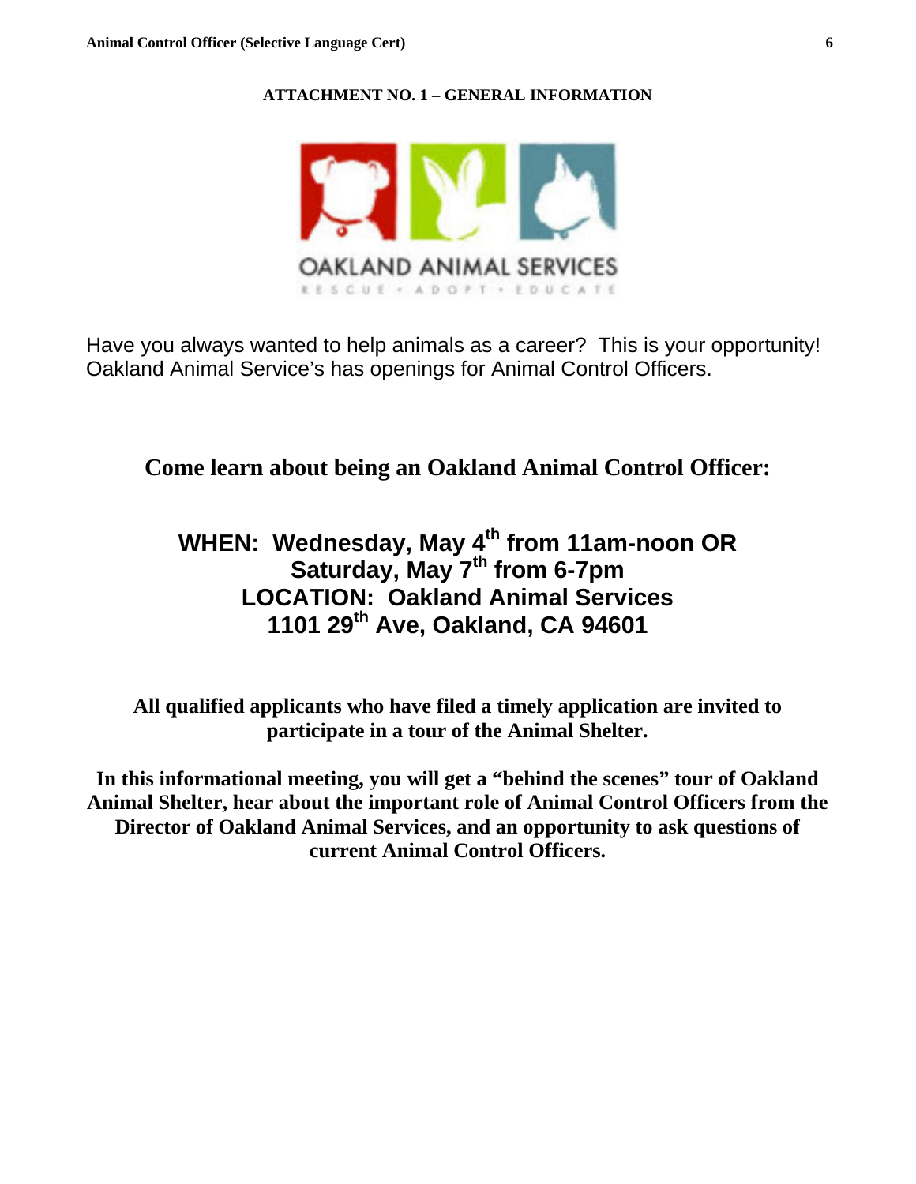## ATTACHMENT NO. 1 – GENERAL INFORMATION

OAKLAND ANIMAL SERVICES

RESCUE • ADOPT • EDUCATE

Have you always wanted to help animals as a career? This is your opportunity! Oakland Animal Service's has openings for Animal Control Officers.

### Come learn about being an Oakland Animal Control Officer:

**WHEN: Wednesday, May 4th from 11am-noon OR Saturday, May 7th from 6-7pm**
**LOCATION: Oakland Animal Services**
**1101 29th Ave, Oakland, CA 94601**

**All qualified applicants who have filed a timely application are invited to participate in a tour of the Animal Shelter.**

**In this informational meeting, you will get a "behind the scenes" tour of Oakland Animal Shelter, hear about the important role of Animal Control Officers from the Director of Oakland Animal Services, and an opportunity to ask questions of current Animal Control Officers.**